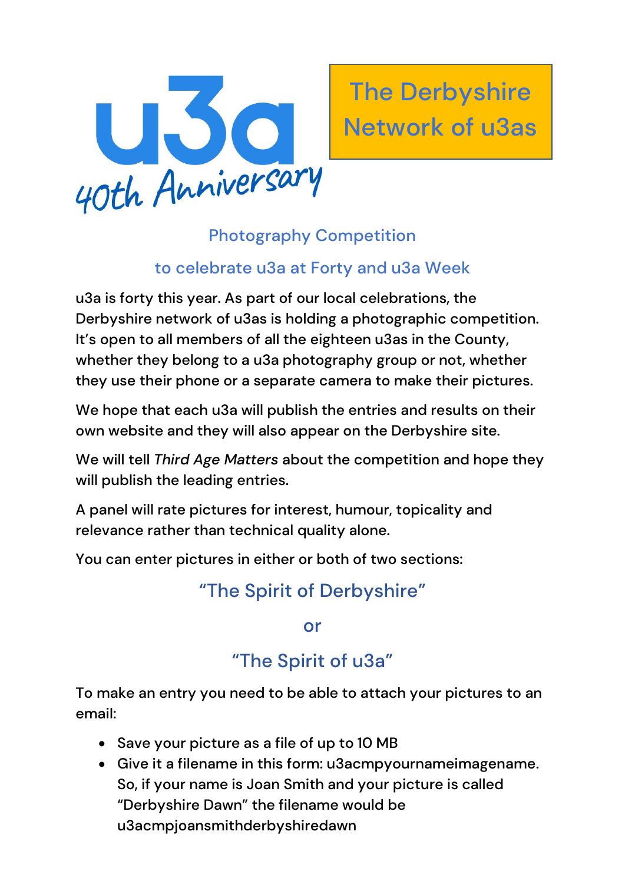u3a 40th Anniversary

# The Derbyshire Network of u3as

## Photography Competition

## to celebrate u3a at Forty and u3a Week

u3a is forty this year. As part of our local celebrations, the Derbyshire network of u3as is holding a photographic competition. It's open to all members of all the eighteen u3as in the County, whether they belong to a u3a photography group or not, whether they use their phone or a separate camera to make their pictures.

We hope that each u3a will publish the entries and results on their own website and they will also appear on the Derbyshire site.

We will tell *Third Age Matters* about the competition and hope they will publish the leading entries.

A panel will rate pictures for interest, humour, topicality and relevance rather than technical quality alone.

You can enter pictures in either or both of two sections:

### "The Spirit of Derbyshire"

or

### "The Spirit of u3a"

To make an entry you need to be able to attach your pictures to an email:

- Save your picture as a file of up to 10 MB
- Give it a filename in this form: u3acmpyournameimagename. So, if your name is Joan Smith and your picture is called "Derbyshire Dawn" the filename would be u3acmpjoansmithderbyshiredawn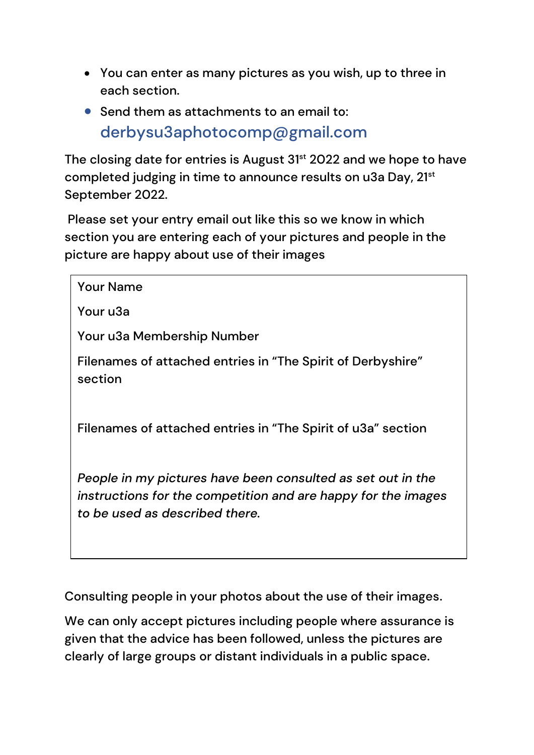- You can enter as many pictures as you wish, up to three in each section.
- Send them as attachments to an email to: derbysu3aphotocomp@gmail.com

The closing date for entries is August 31st 2022 and we hope to have completed judging in time to announce results on u3a Day, 21st September 2022.

Please set your entry email out like this so we know in which section you are entering each of your pictures and people in the picture are happy about use of their images

> Your Name
>
> Your u3a
>
> Your u3a Membership Number
>
> Filenames of attached entries in "The Spirit of Derbyshire" section
>
> Filenames of attached entries in "The Spirit of u3a" section
>
> *People in my pictures have been consulted as set out in the instructions for the competition and are happy for the images to be used as described there.*

Consulting people in your photos about the use of their images.

We can only accept pictures including people where assurance is given that the advice has been followed, unless the pictures are clearly of large groups or distant individuals in a public space.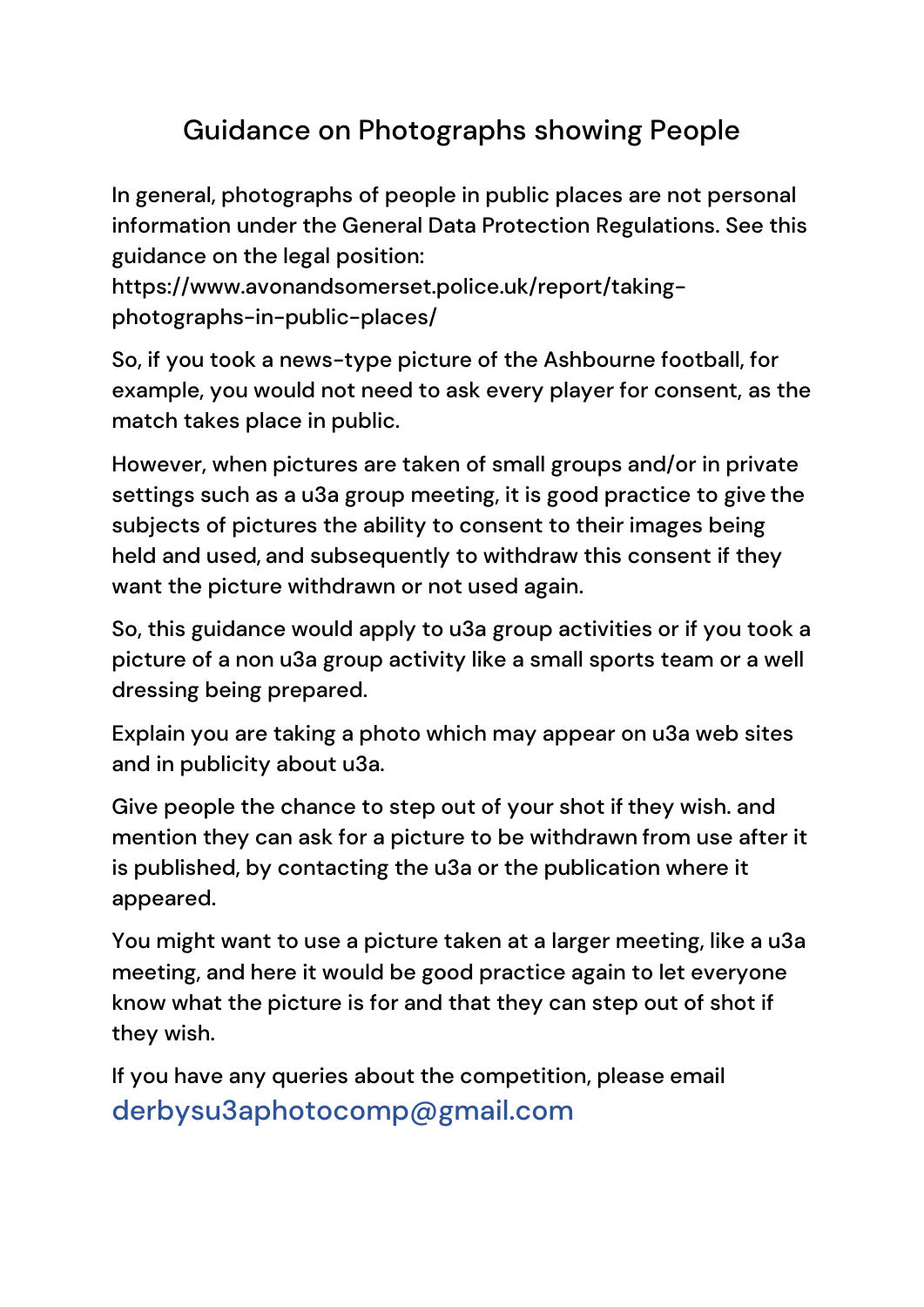# Guidance on Photographs showing People

In general, photographs of people in public places are not personal information under the General Data Protection Regulations. See this guidance on the legal position:
https://www.avonandsomerset.police.uk/report/taking-photographs-in-public-places/

So, if you took a news-type picture of the Ashbourne football, for example, you would not need to ask every player for consent, as the match takes place in public.

However, when pictures are taken of small groups and/or in private settings such as a u3a group meeting, it is good practice to give the subjects of pictures the ability to consent to their images being held and used, and subsequently to withdraw this consent if they want the picture withdrawn or not used again.

So, this guidance would apply to u3a group activities or if you took a picture of a non u3a group activity like a small sports team or a well dressing being prepared.

Explain you are taking a photo which may appear on u3a web sites and in publicity about u3a.

Give people the chance to step out of your shot if they wish. and mention they can ask for a picture to be withdrawn from use after it is published, by contacting the u3a or the publication where it appeared.

You might want to use a picture taken at a larger meeting, like a u3a meeting, and here it would be good practice again to let everyone know what the picture is for and that they can step out of shot if they wish.

If you have any queries about the competition, please email
derbysu3aphotocomp@gmail.com